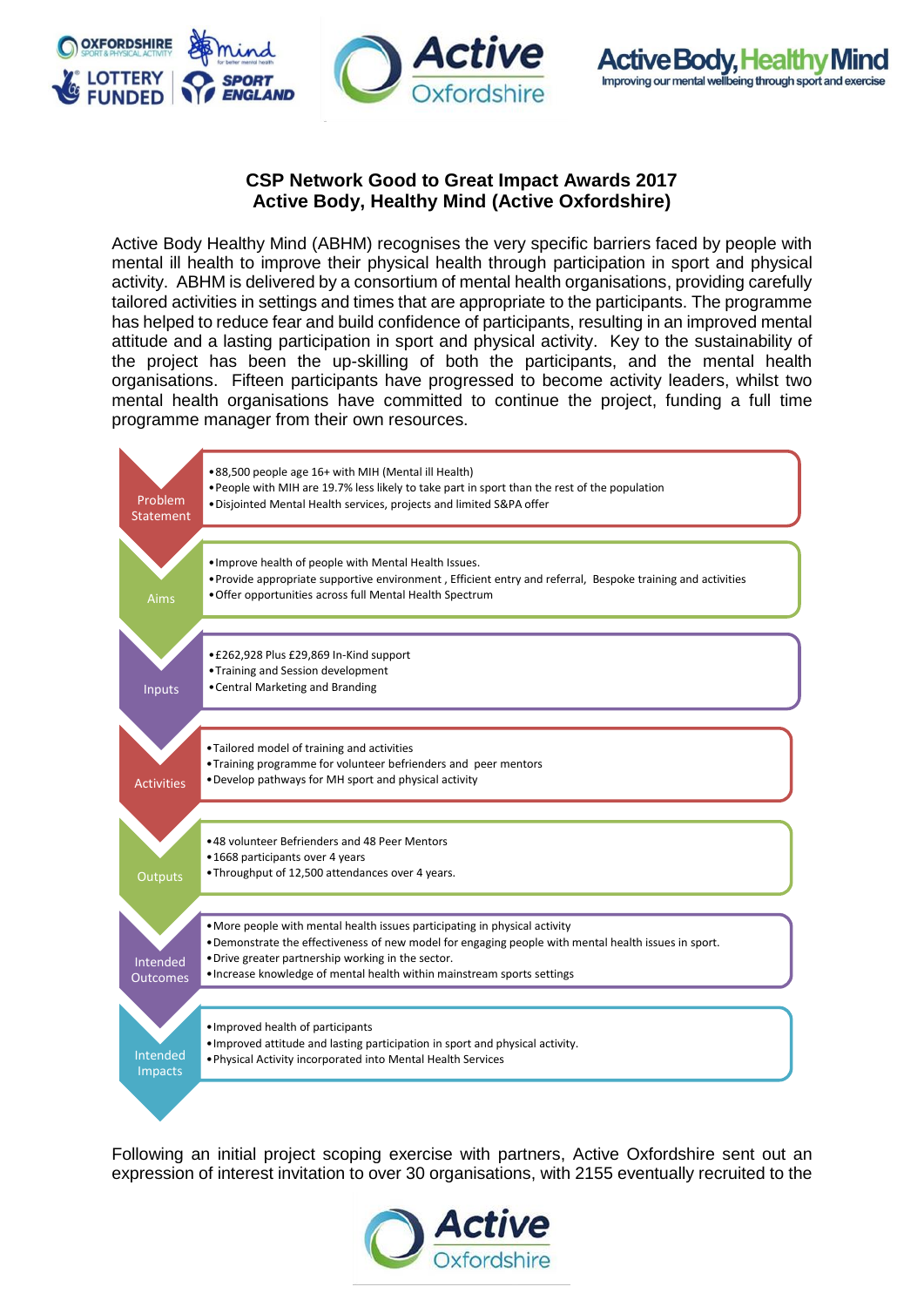## CSP Network Good to Great Impact Awards 2017
## Active Body, Healthy Mind (Active Oxfordshire)

Active Body Healthy Mind (ABHM) recognises the very specific barriers faced by people with mental ill health to improve their physical health through participation in sport and physical activity. ABHM is delivered by a consortium of mental health organisations, providing carefully tailored activities in settings and times that are appropriate to the participants. The programme has helped to reduce fear and build confidence of participants, resulting in an improved mental attitude and a lasting participation in sport and physical activity. Key to the sustainability of the project has been the up-skilling of both the participants, and the mental health organisations. Fifteen participants have progressed to become activity leaders, whilst two mental health organisations have committed to continue the project, funding a full time programme manager from their own resources.

**Problem Statement**
- 88,500 people age 16+ with MIH (Mental ill Health)
- People with MIH are 19.7% less likely to take part in sport than the rest of the population
- Disjointed Mental Health services, projects and limited S&PA offer

**Aims**
- Improve health of people with Mental Health Issues.
- Provide appropriate supportive environment , Efficient entry and referral, Bespoke training and activities
- Offer opportunities across full Mental Health Spectrum

**Inputs**
- £262,928 Plus £29,869 In-Kind support
- Training and Session development
- Central Marketing and Branding

**Activities**
- Tailored model of training and activities
- Training programme for volunteer befrienders and peer mentors
- Develop pathways for MH sport and physical activity

**Outputs**
- 48 volunteer Befrienders and 48 Peer Mentors
- 1668 participants over 4 years
- Throughput of 12,500 attendances over 4 years.

**Intended Outcomes**
- More people with mental health issues participating in physical activity
- Demonstrate the effectiveness of new model for engaging people with mental health issues in sport.
- Drive greater partnership working in the sector.
- Increase knowledge of mental health within mainstream sports settings

**Intended Impacts**
- Improved health of participants
- Improved attitude and lasting participation in sport and physical activity.
- Physical Activity incorporated into Mental Health Services

Following an initial project scoping exercise with partners, Active Oxfordshire sent out an expression of interest invitation to over 30 organisations, with 2155 eventually recruited to the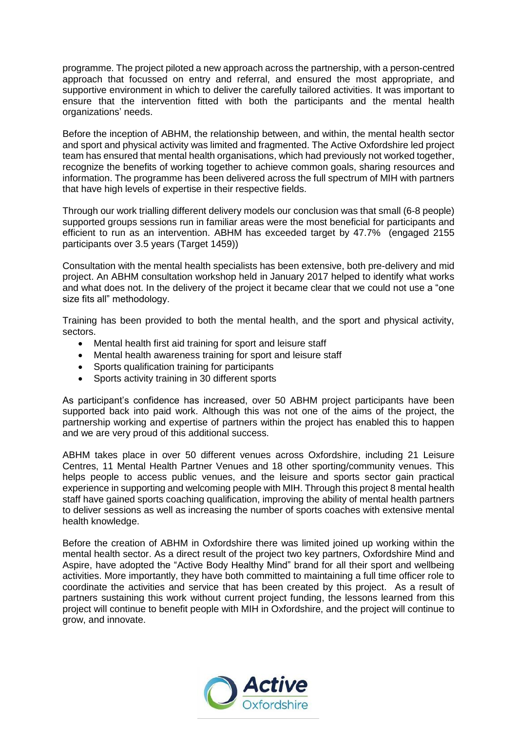programme. The project piloted a new approach across the partnership, with a person-centred approach that focussed on entry and referral, and ensured the most appropriate, and supportive environment in which to deliver the carefully tailored activities. It was important to ensure that the intervention fitted with both the participants and the mental health organizations' needs.

Before the inception of ABHM, the relationship between, and within, the mental health sector and sport and physical activity was limited and fragmented. The Active Oxfordshire led project team has ensured that mental health organisations, which had previously not worked together, recognize the benefits of working together to achieve common goals, sharing resources and information. The programme has been delivered across the full spectrum of MIH with partners that have high levels of expertise in their respective fields.

Through our work trialling different delivery models our conclusion was that small (6-8 people) supported groups sessions run in familiar areas were the most beneficial for participants and efficient to run as an intervention. ABHM has exceeded target by 47.7% (engaged 2155 participants over 3.5 years (Target 1459))

Consultation with the mental health specialists has been extensive, both pre-delivery and mid project. An ABHM consultation workshop held in January 2017 helped to identify what works and what does not. In the delivery of the project it became clear that we could not use a "one size fits all" methodology.

Training has been provided to both the mental health, and the sport and physical activity, sectors.

- Mental health first aid training for sport and leisure staff
- Mental health awareness training for sport and leisure staff
- Sports qualification training for participants
- Sports activity training in 30 different sports

As participant's confidence has increased, over 50 ABHM project participants have been supported back into paid work. Although this was not one of the aims of the project, the partnership working and expertise of partners within the project has enabled this to happen and we are very proud of this additional success.

ABHM takes place in over 50 different venues across Oxfordshire, including 21 Leisure Centres, 11 Mental Health Partner Venues and 18 other sporting/community venues. This helps people to access public venues, and the leisure and sports sector gain practical experience in supporting and welcoming people with MIH. Through this project 8 mental health staff have gained sports coaching qualification, improving the ability of mental health partners to deliver sessions as well as increasing the number of sports coaches with extensive mental health knowledge.

Before the creation of ABHM in Oxfordshire there was limited joined up working within the mental health sector. As a direct result of the project two key partners, Oxfordshire Mind and Aspire, have adopted the "Active Body Healthy Mind" brand for all their sport and wellbeing activities. More importantly, they have both committed to maintaining a full time officer role to coordinate the activities and service that has been created by this project. As a result of partners sustaining this work without current project funding, the lessons learned from this project will continue to benefit people with MIH in Oxfordshire, and the project will continue to grow, and innovate.